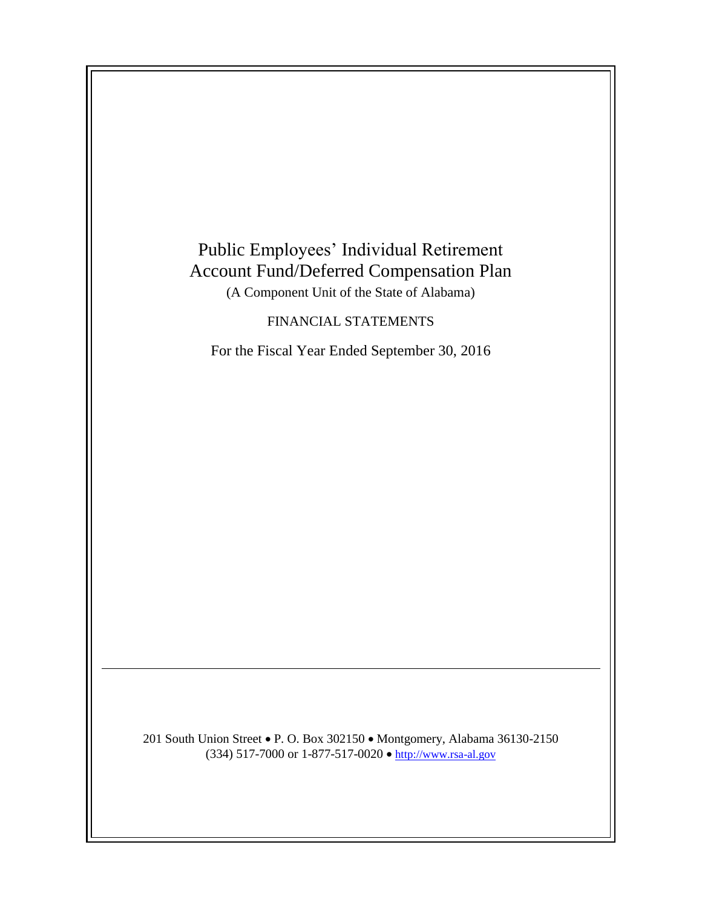# Public Employees' Individual Retirement Account Fund/Deferred Compensation Plan

(A Component Unit of the State of Alabama)

FINANCIAL STATEMENTS

For the Fiscal Year Ended September 30, 2016

---

201 South Union Street • P. O. Box 302150 • Montgomery, Alabama 36130-2150
(334) 517-7000 or 1-877-517-0020 • http://www.rsa-al.gov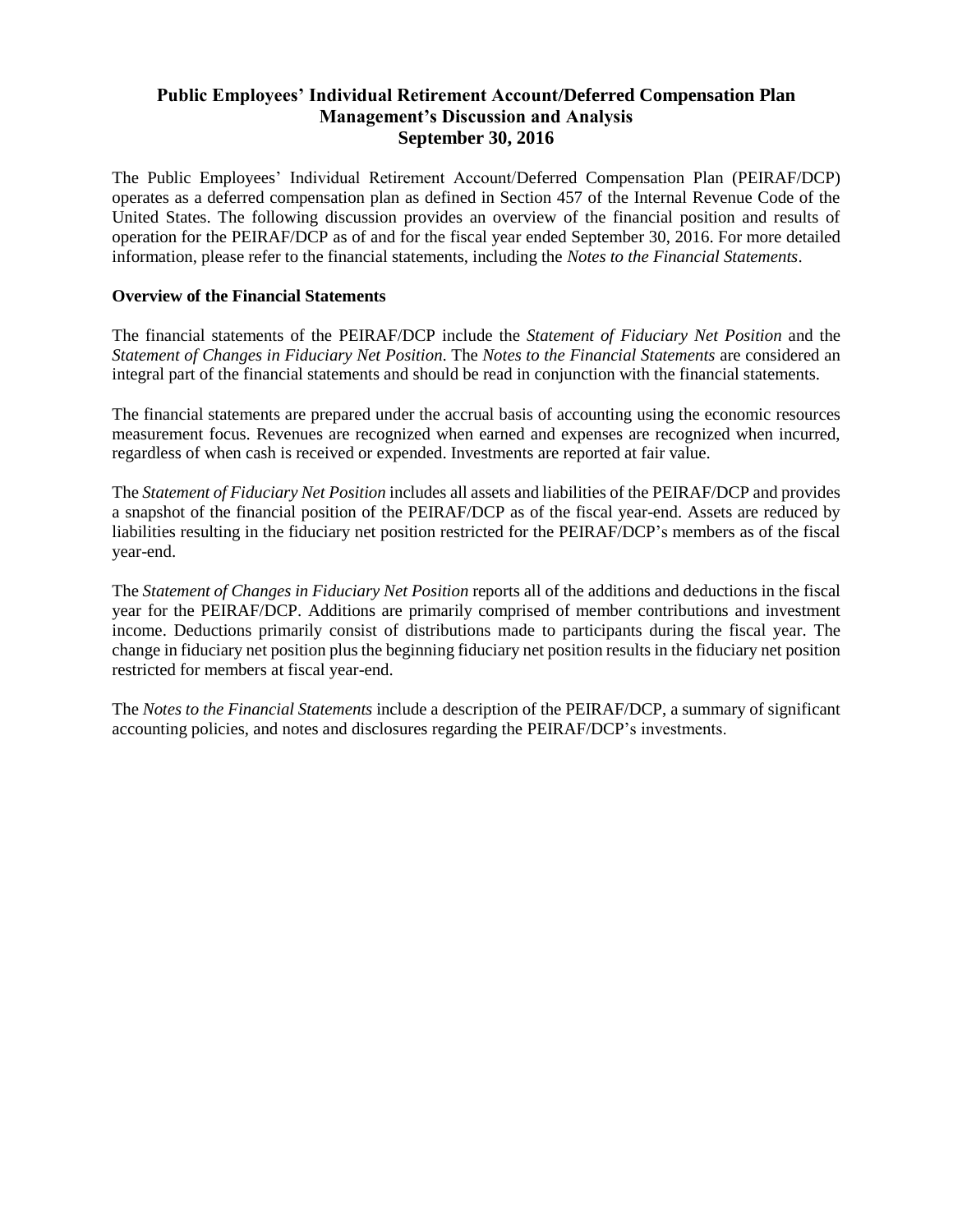# Public Employees' Individual Retirement Account/Deferred Compensation Plan
# Management's Discussion and Analysis
# September 30, 2016

The Public Employees' Individual Retirement Account/Deferred Compensation Plan (PEIRAF/DCP) operates as a deferred compensation plan as defined in Section 457 of the Internal Revenue Code of the United States. The following discussion provides an overview of the financial position and results of operation for the PEIRAF/DCP as of and for the fiscal year ended September 30, 2016. For more detailed information, please refer to the financial statements, including the *Notes to the Financial Statements*.

**Overview of the Financial Statements**

The financial statements of the PEIRAF/DCP include the *Statement of Fiduciary Net Position* and the *Statement of Changes in Fiduciary Net Position*. The *Notes to the Financial Statements* are considered an integral part of the financial statements and should be read in conjunction with the financial statements.

The financial statements are prepared under the accrual basis of accounting using the economic resources measurement focus. Revenues are recognized when earned and expenses are recognized when incurred, regardless of when cash is received or expended. Investments are reported at fair value.

The *Statement of Fiduciary Net Position* includes all assets and liabilities of the PEIRAF/DCP and provides a snapshot of the financial position of the PEIRAF/DCP as of the fiscal year-end. Assets are reduced by liabilities resulting in the fiduciary net position restricted for the PEIRAF/DCP's members as of the fiscal year-end.

The *Statement of Changes in Fiduciary Net Position* reports all of the additions and deductions in the fiscal year for the PEIRAF/DCP. Additions are primarily comprised of member contributions and investment income. Deductions primarily consist of distributions made to participants during the fiscal year. The change in fiduciary net position plus the beginning fiduciary net position results in the fiduciary net position restricted for members at fiscal year-end.

The *Notes to the Financial Statements* include a description of the PEIRAF/DCP, a summary of significant accounting policies, and notes and disclosures regarding the PEIRAF/DCP's investments.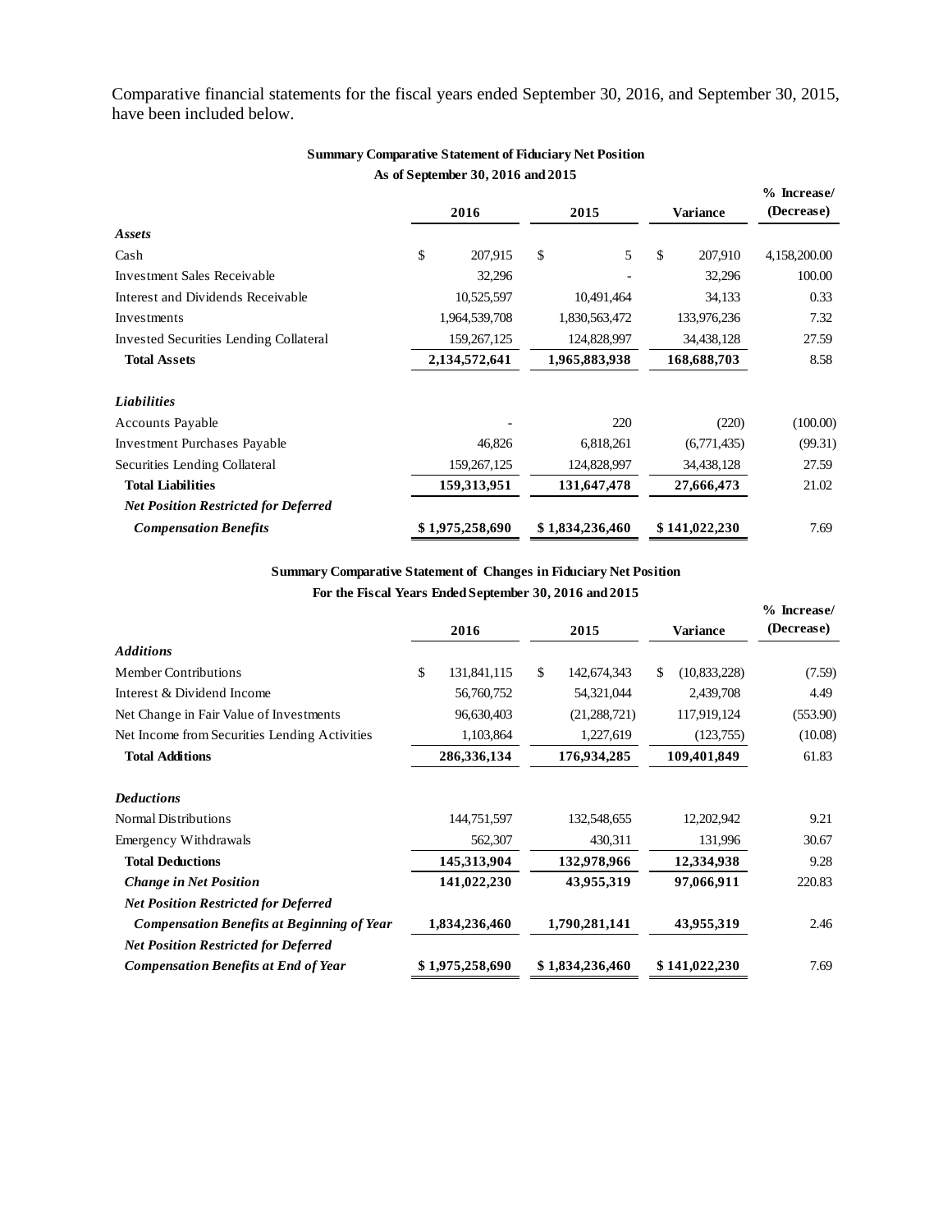Comparative financial statements for the fiscal years ended September 30, 2016, and September 30, 2015, have been included below.

**Summary Comparative Statement of Fiduciary Net Position**
**As of September 30, 2016 and 2015**

| | 2016 | 2015 | Variance | % Increase/ (Decrease) |
|---|---|---|---|---|
| ***Assets*** | | | | |
| Cash | $ 207,915 | $ 5 | $ 207,910 | 4,158,200.00 |
| Investment Sales Receivable | 32,296 | - | 32,296 | 100.00 |
| Interest and Dividends Receivable | 10,525,597 | 10,491,464 | 34,133 | 0.33 |
| Investments | 1,964,539,708 | 1,830,563,472 | 133,976,236 | 7.32 |
| Invested Securities Lending Collateral | 159,267,125 | 124,828,997 | 34,438,128 | 27.59 |
| **Total Assets** | **2,134,572,641** | **1,965,883,938** | **168,688,703** | 8.58 |
| ***Liabilities*** | | | | |
| Accounts Payable | - | 220 | (220) | (100.00) |
| Investment Purchases Payable | 46,826 | 6,818,261 | (6,771,435) | (99.31) |
| Securities Lending Collateral | 159,267,125 | 124,828,997 | 34,438,128 | 27.59 |
| **Total Liabilities** | **159,313,951** | **131,647,478** | **27,666,473** | 21.02 |
| ***Net Position Restricted for Deferred Compensation Benefits*** | **$ 1,975,258,690** | **$ 1,834,236,460** | **$ 141,022,230** | 7.69 |

**Summary Comparative Statement of Changes in Fiduciary Net Position**
**For the Fiscal Years Ended September 30, 2016 and 2015**

| | 2016 | 2015 | Variance | % Increase/ (Decrease) |
|---|---|---|---|---|
| ***Additions*** | | | | |
| Member Contributions | $ 131,841,115 | $ 142,674,343 | $ (10,833,228) | (7.59) |
| Interest & Dividend Income | 56,760,752 | 54,321,044 | 2,439,708 | 4.49 |
| Net Change in Fair Value of Investments | 96,630,403 | (21,288,721) | 117,919,124 | (553.90) |
| Net Income from Securities Lending Activities | 1,103,864 | 1,227,619 | (123,755) | (10.08) |
| **Total Additions** | **286,336,134** | **176,934,285** | **109,401,849** | 61.83 |
| ***Deductions*** | | | | |
| Normal Distributions | 144,751,597 | 132,548,655 | 12,202,942 | 9.21 |
| Emergency Withdrawals | 562,307 | 430,311 | 131,996 | 30.67 |
| **Total Deductions** | **145,313,904** | **132,978,966** | **12,334,938** | 9.28 |
| ***Change in Net Position*** | **141,022,230** | **43,955,319** | **97,066,911** | 220.83 |
| ***Net Position Restricted for Deferred Compensation Benefits at Beginning of Year*** | **1,834,236,460** | **1,790,281,141** | **43,955,319** | 2.46 |
| ***Net Position Restricted for Deferred Compensation Benefits at End of Year*** | **$ 1,975,258,690** | **$ 1,834,236,460** | **$ 141,022,230** | 7.69 |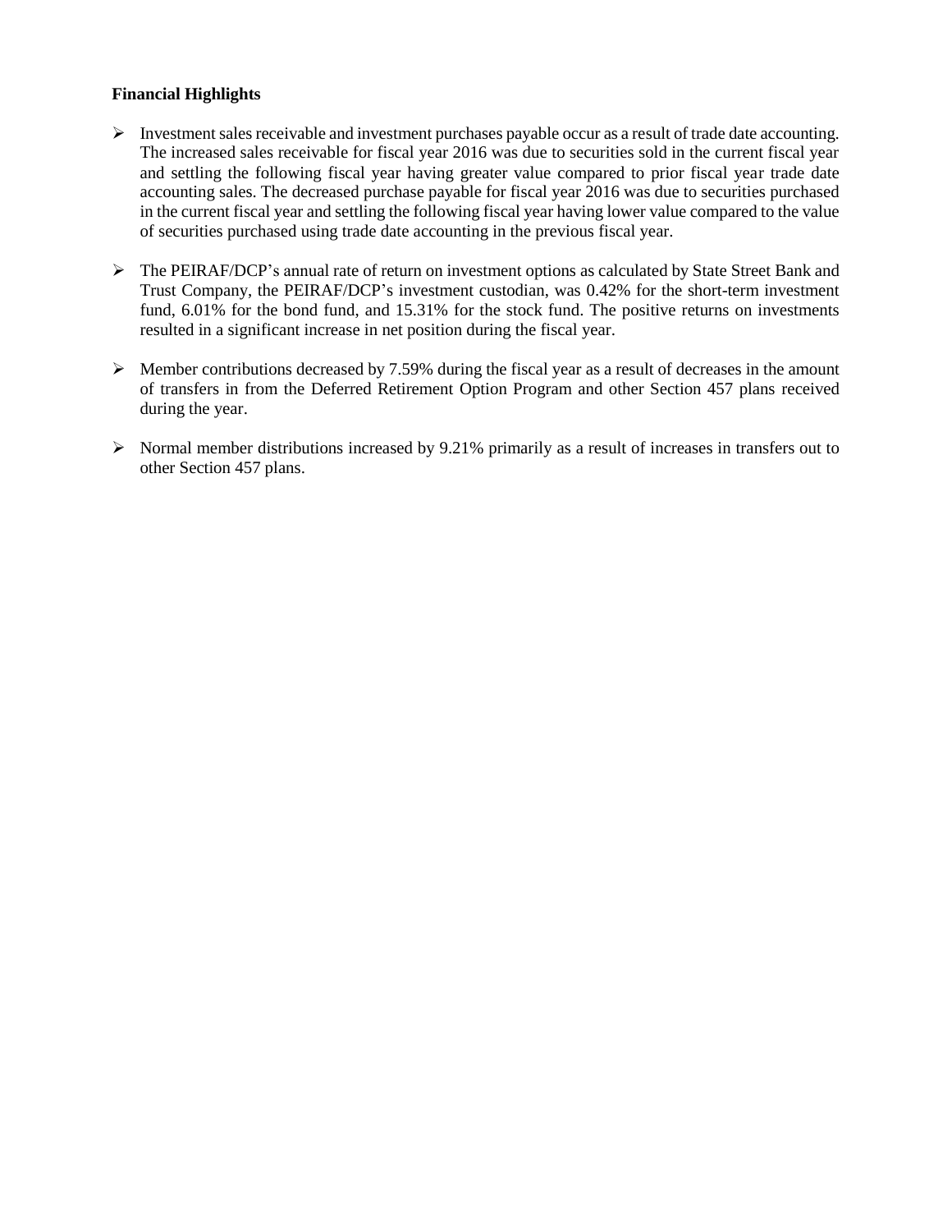**Financial Highlights**

- Investment sales receivable and investment purchases payable occur as a result of trade date accounting. The increased sales receivable for fiscal year 2016 was due to securities sold in the current fiscal year and settling the following fiscal year having greater value compared to prior fiscal year trade date accounting sales. The decreased purchase payable for fiscal year 2016 was due to securities purchased in the current fiscal year and settling the following fiscal year having lower value compared to the value of securities purchased using trade date accounting in the previous fiscal year.

- The PEIRAF/DCP's annual rate of return on investment options as calculated by State Street Bank and Trust Company, the PEIRAF/DCP's investment custodian, was 0.42% for the short-term investment fund, 6.01% for the bond fund, and 15.31% for the stock fund. The positive returns on investments resulted in a significant increase in net position during the fiscal year.

- Member contributions decreased by 7.59% during the fiscal year as a result of decreases in the amount of transfers in from the Deferred Retirement Option Program and other Section 457 plans received during the year.

- Normal member distributions increased by 9.21% primarily as a result of increases in transfers out to other Section 457 plans.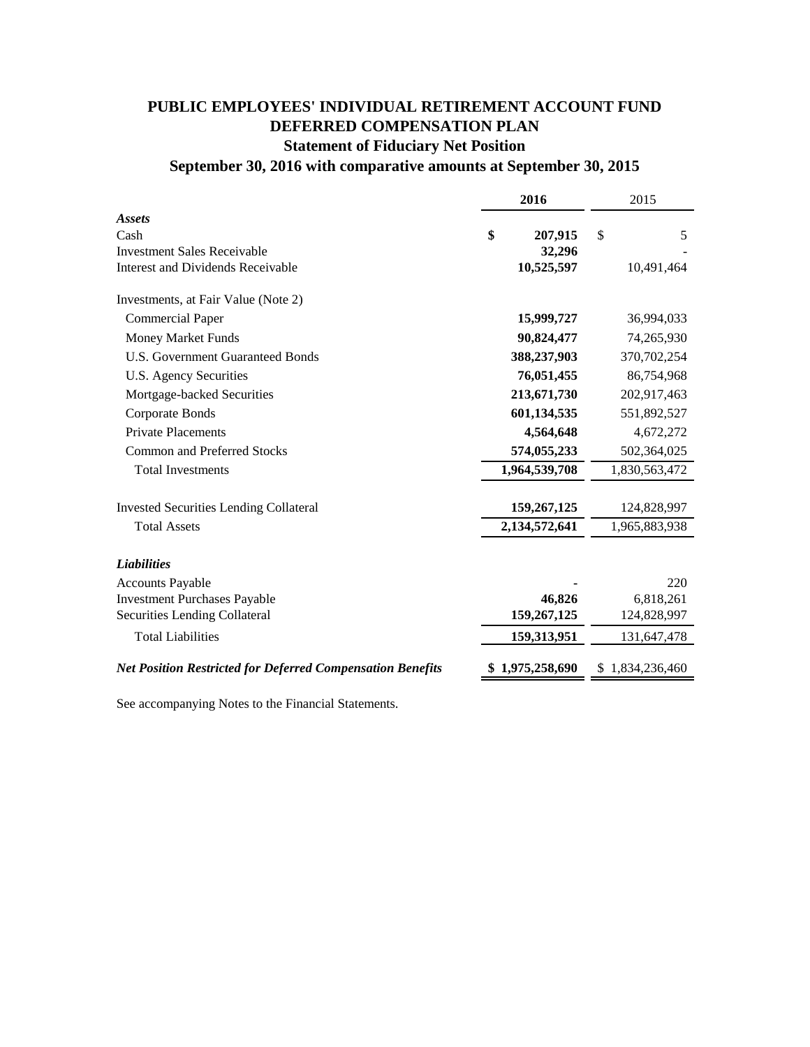# PUBLIC EMPLOYEES' INDIVIDUAL RETIREMENT ACCOUNT FUND
## DEFERRED COMPENSATION PLAN
### Statement of Fiduciary Net Position
### September 30, 2016 with comparative amounts at September 30, 2015

| | **2016** | 2015 |
|---|---|---|
| ***Assets*** | | |
| Cash | **$ 207,915** | $ 5 |
| Investment Sales Receivable | **32,296** | - |
| Interest and Dividends Receivable | **10,525,597** | 10,491,464 |
| | | |
| Investments, at Fair Value (Note 2) | | |
| Commercial Paper | **15,999,727** | 36,994,033 |
| Money Market Funds | **90,824,477** | 74,265,930 |
| U.S. Government Guaranteed Bonds | **388,237,903** | 370,702,254 |
| U.S. Agency Securities | **76,051,455** | 86,754,968 |
| Mortgage-backed Securities | **213,671,730** | 202,917,463 |
| Corporate Bonds | **601,134,535** | 551,892,527 |
| Private Placements | **4,564,648** | 4,672,272 |
| Common and Preferred Stocks | **574,055,233** | 502,364,025 |
| Total Investments | **1,964,539,708** | 1,830,563,472 |
| | | |
| Invested Securities Lending Collateral | **159,267,125** | 124,828,997 |
| Total Assets | **2,134,572,641** | 1,965,883,938 |
| | | |
| ***Liabilities*** | | |
| Accounts Payable | **-** | 220 |
| Investment Purchases Payable | **46,826** | 6,818,261 |
| Securities Lending Collateral | **159,267,125** | 124,828,997 |
| Total Liabilities | **159,313,951** | 131,647,478 |
| | | |
| ***Net Position Restricted for Deferred Compensation Benefits*** | **$ 1,975,258,690** | $ 1,834,236,460 |

See accompanying Notes to the Financial Statements.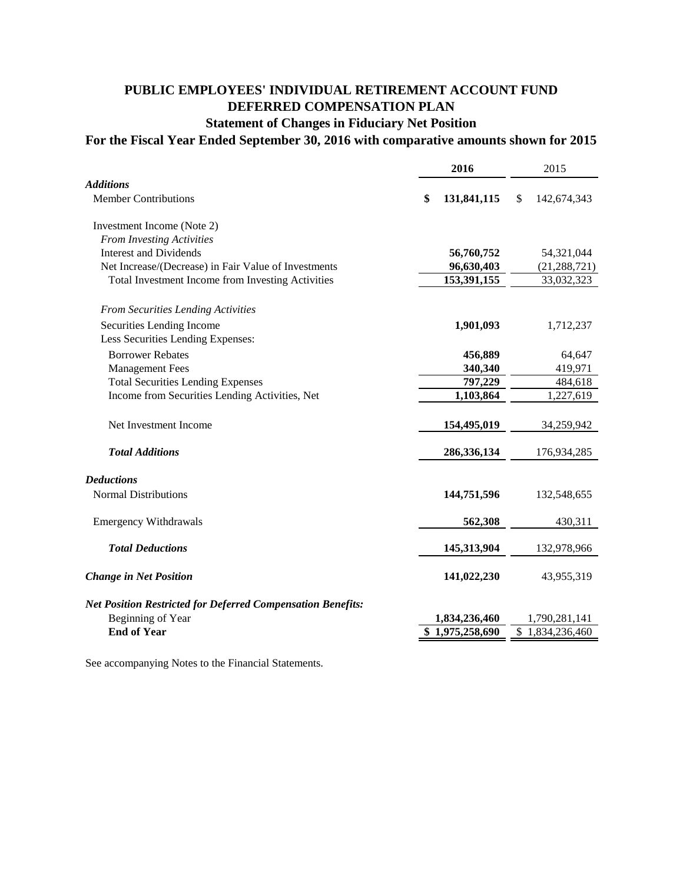# PUBLIC EMPLOYEES' INDIVIDUAL RETIREMENT ACCOUNT FUND
## DEFERRED COMPENSATION PLAN
### Statement of Changes in Fiduciary Net Position
### For the Fiscal Year Ended September 30, 2016 with comparative amounts shown for 2015

| | 2016 | 2015 |
|---|---|---|
| ***Additions*** | | |
| Member Contributions | **$ 131,841,115** | $ 142,674,343 |
| Investment Income (Note 2) | | |
| *From Investing Activities* | | |
| Interest and Dividends | **56,760,752** | 54,321,044 |
| Net Increase/(Decrease) in Fair Value of Investments | **96,630,403** | (21,288,721) |
| Total Investment Income from Investing Activities | **153,391,155** | 33,032,323 |
| *From Securities Lending Activities* | | |
| Securities Lending Income | **1,901,093** | 1,712,237 |
| Less Securities Lending Expenses: | | |
| Borrower Rebates | **456,889** | 64,647 |
| Management Fees | **340,340** | 419,971 |
| Total Securities Lending Expenses | **797,229** | 484,618 |
| Income from Securities Lending Activities, Net | **1,103,864** | 1,227,619 |
| Net Investment Income | **154,495,019** | 34,259,942 |
| ***Total Additions*** | **286,336,134** | 176,934,285 |
| ***Deductions*** | | |
| Normal Distributions | **144,751,596** | 132,548,655 |
| Emergency Withdrawals | **562,308** | 430,311 |
| ***Total Deductions*** | **145,313,904** | 132,978,966 |
| ***Change in Net Position*** | **141,022,230** | 43,955,319 |
| ***Net Position Restricted for Deferred Compensation Benefits:*** | | |
| Beginning of Year | **1,834,236,460** | 1,790,281,141 |
| **End of Year** | **$ 1,975,258,690** | $ 1,834,236,460 |

See accompanying Notes to the Financial Statements.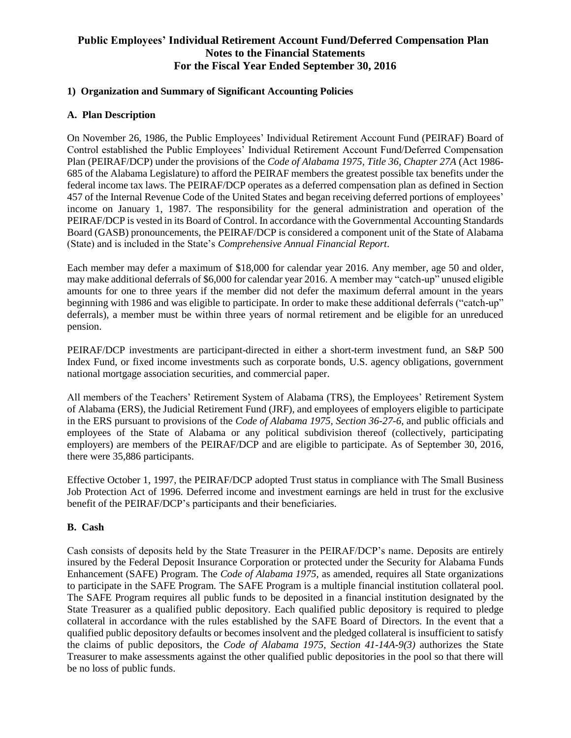# Public Employees' Individual Retirement Account Fund/Deferred Compensation Plan
# Notes to the Financial Statements
# For the Fiscal Year Ended September 30, 2016

## 1) Organization and Summary of Significant Accounting Policies

### A. Plan Description

On November 26, 1986, the Public Employees' Individual Retirement Account Fund (PEIRAF) Board of Control established the Public Employees' Individual Retirement Account Fund/Deferred Compensation Plan (PEIRAF/DCP) under the provisions of the *Code of Alabama 1975, Title 36, Chapter 27A* (Act 1986-685 of the Alabama Legislature) to afford the PEIRAF members the greatest possible tax benefits under the federal income tax laws. The PEIRAF/DCP operates as a deferred compensation plan as defined in Section 457 of the Internal Revenue Code of the United States and began receiving deferred portions of employees' income on January 1, 1987. The responsibility for the general administration and operation of the PEIRAF/DCP is vested in its Board of Control. In accordance with the Governmental Accounting Standards Board (GASB) pronouncements, the PEIRAF/DCP is considered a component unit of the State of Alabama (State) and is included in the State's *Comprehensive Annual Financial Report*.

Each member may defer a maximum of $18,000 for calendar year 2016. Any member, age 50 and older, may make additional deferrals of $6,000 for calendar year 2016. A member may "catch-up" unused eligible amounts for one to three years if the member did not defer the maximum deferral amount in the years beginning with 1986 and was eligible to participate. In order to make these additional deferrals ("catch-up" deferrals), a member must be within three years of normal retirement and be eligible for an unreduced pension.

PEIRAF/DCP investments are participant-directed in either a short-term investment fund, an S&P 500 Index Fund, or fixed income investments such as corporate bonds, U.S. agency obligations, government national mortgage association securities, and commercial paper.

All members of the Teachers' Retirement System of Alabama (TRS), the Employees' Retirement System of Alabama (ERS), the Judicial Retirement Fund (JRF), and employees of employers eligible to participate in the ERS pursuant to provisions of the *Code of Alabama 1975, Section 36-27-6*, and public officials and employees of the State of Alabama or any political subdivision thereof (collectively, participating employers) are members of the PEIRAF/DCP and are eligible to participate. As of September 30, 2016, there were 35,886 participants.

Effective October 1, 1997, the PEIRAF/DCP adopted Trust status in compliance with The Small Business Job Protection Act of 1996. Deferred income and investment earnings are held in trust for the exclusive benefit of the PEIRAF/DCP's participants and their beneficiaries.

### B. Cash

Cash consists of deposits held by the State Treasurer in the PEIRAF/DCP's name. Deposits are entirely insured by the Federal Deposit Insurance Corporation or protected under the Security for Alabama Funds Enhancement (SAFE) Program. The *Code of Alabama 1975*, as amended, requires all State organizations to participate in the SAFE Program. The SAFE Program is a multiple financial institution collateral pool. The SAFE Program requires all public funds to be deposited in a financial institution designated by the State Treasurer as a qualified public depository. Each qualified public depository is required to pledge collateral in accordance with the rules established by the SAFE Board of Directors. In the event that a qualified public depository defaults or becomes insolvent and the pledged collateral is insufficient to satisfy the claims of public depositors, the *Code of Alabama 1975, Section 41-14A-9(3)* authorizes the State Treasurer to make assessments against the other qualified public depositories in the pool so that there will be no loss of public funds.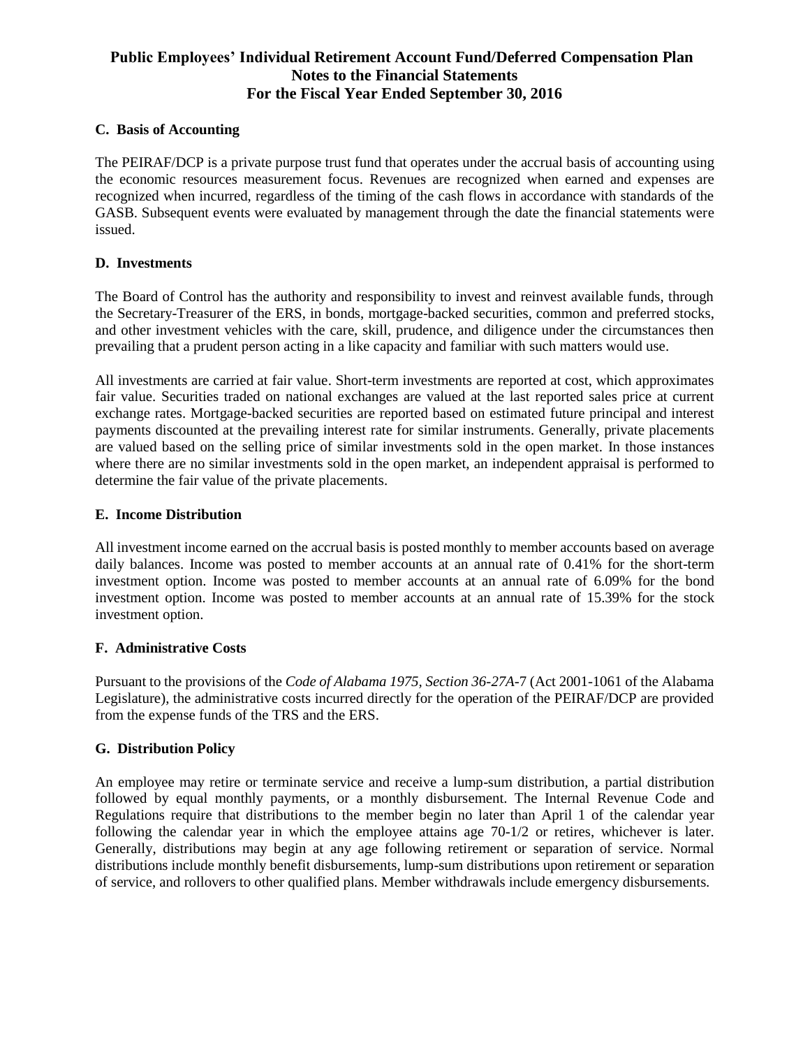### C. Basis of Accounting

The PEIRAF/DCP is a private purpose trust fund that operates under the accrual basis of accounting using the economic resources measurement focus. Revenues are recognized when earned and expenses are recognized when incurred, regardless of the timing of the cash flows in accordance with standards of the GASB. Subsequent events were evaluated by management through the date the financial statements were issued.

### D. Investments

The Board of Control has the authority and responsibility to invest and reinvest available funds, through the Secretary-Treasurer of the ERS, in bonds, mortgage-backed securities, common and preferred stocks, and other investment vehicles with the care, skill, prudence, and diligence under the circumstances then prevailing that a prudent person acting in a like capacity and familiar with such matters would use.

All investments are carried at fair value. Short-term investments are reported at cost, which approximates fair value. Securities traded on national exchanges are valued at the last reported sales price at current exchange rates. Mortgage-backed securities are reported based on estimated future principal and interest payments discounted at the prevailing interest rate for similar instruments. Generally, private placements are valued based on the selling price of similar investments sold in the open market. In those instances where there are no similar investments sold in the open market, an independent appraisal is performed to determine the fair value of the private placements.

### E. Income Distribution

All investment income earned on the accrual basis is posted monthly to member accounts based on average daily balances. Income was posted to member accounts at an annual rate of 0.41% for the short-term investment option. Income was posted to member accounts at an annual rate of 6.09% for the bond investment option. Income was posted to member accounts at an annual rate of 15.39% for the stock investment option.

### F. Administrative Costs

Pursuant to the provisions of the *Code of Alabama 1975, Section 36-27A*-7 (Act 2001-1061 of the Alabama Legislature), the administrative costs incurred directly for the operation of the PEIRAF/DCP are provided from the expense funds of the TRS and the ERS.

### G. Distribution Policy

An employee may retire or terminate service and receive a lump-sum distribution, a partial distribution followed by equal monthly payments, or a monthly disbursement. The Internal Revenue Code and Regulations require that distributions to the member begin no later than April 1 of the calendar year following the calendar year in which the employee attains age 70-1/2 or retires, whichever is later. Generally, distributions may begin at any age following retirement or separation of service. Normal distributions include monthly benefit disbursements, lump-sum distributions upon retirement or separation of service, and rollovers to other qualified plans. Member withdrawals include emergency disbursements.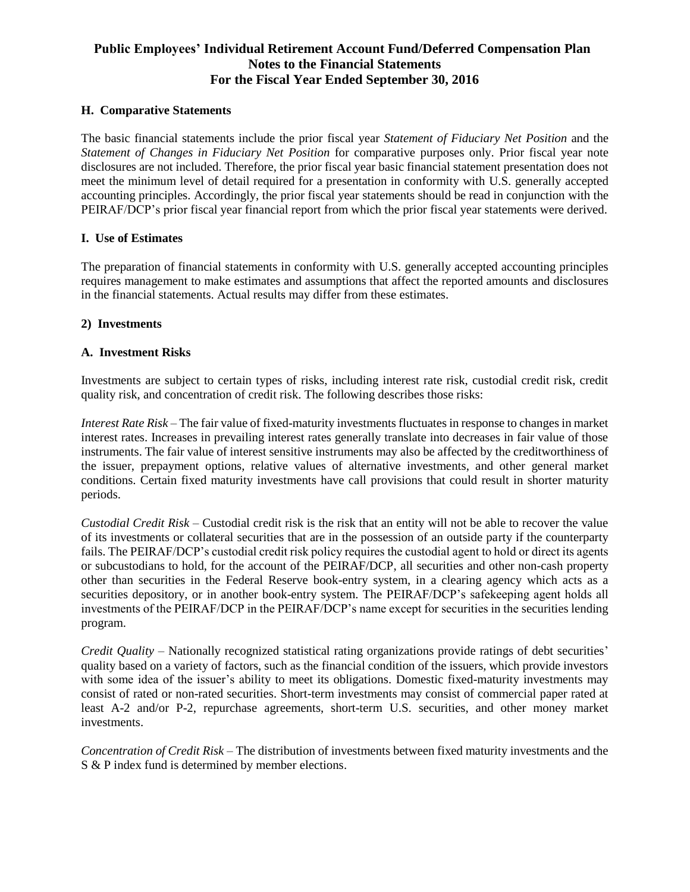### H. Comparative Statements

The basic financial statements include the prior fiscal year *Statement of Fiduciary Net Position* and the *Statement of Changes in Fiduciary Net Position* for comparative purposes only. Prior fiscal year note disclosures are not included. Therefore, the prior fiscal year basic financial statement presentation does not meet the minimum level of detail required for a presentation in conformity with U.S. generally accepted accounting principles. Accordingly, the prior fiscal year statements should be read in conjunction with the PEIRAF/DCP's prior fiscal year financial report from which the prior fiscal year statements were derived.

### I. Use of Estimates

The preparation of financial statements in conformity with U.S. generally accepted accounting principles requires management to make estimates and assumptions that affect the reported amounts and disclosures in the financial statements. Actual results may differ from these estimates.

## 2) Investments

### A. Investment Risks

Investments are subject to certain types of risks, including interest rate risk, custodial credit risk, credit quality risk, and concentration of credit risk. The following describes those risks:

*Interest Rate Risk* – The fair value of fixed-maturity investments fluctuates in response to changes in market interest rates. Increases in prevailing interest rates generally translate into decreases in fair value of those instruments. The fair value of interest sensitive instruments may also be affected by the creditworthiness of the issuer, prepayment options, relative values of alternative investments, and other general market conditions. Certain fixed maturity investments have call provisions that could result in shorter maturity periods.

*Custodial Credit Risk* – Custodial credit risk is the risk that an entity will not be able to recover the value of its investments or collateral securities that are in the possession of an outside party if the counterparty fails. The PEIRAF/DCP's custodial credit risk policy requires the custodial agent to hold or direct its agents or subcustodians to hold, for the account of the PEIRAF/DCP, all securities and other non-cash property other than securities in the Federal Reserve book-entry system, in a clearing agency which acts as a securities depository, or in another book-entry system. The PEIRAF/DCP's safekeeping agent holds all investments of the PEIRAF/DCP in the PEIRAF/DCP's name except for securities in the securities lending program.

*Credit Quality* – Nationally recognized statistical rating organizations provide ratings of debt securities' quality based on a variety of factors, such as the financial condition of the issuers, which provide investors with some idea of the issuer's ability to meet its obligations. Domestic fixed-maturity investments may consist of rated or non-rated securities. Short-term investments may consist of commercial paper rated at least A-2 and/or P-2, repurchase agreements, short-term U.S. securities, and other money market investments.

*Concentration of Credit Risk* – The distribution of investments between fixed maturity investments and the S & P index fund is determined by member elections.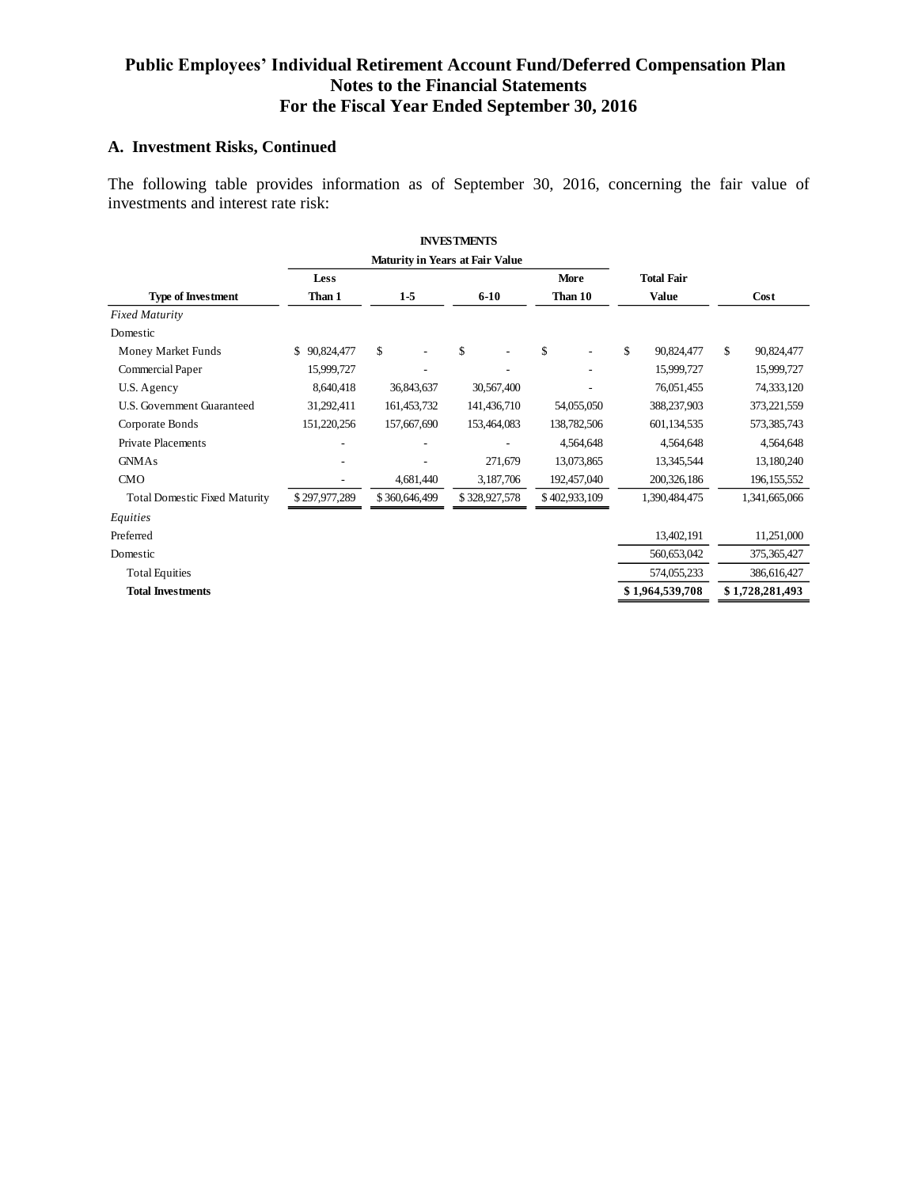# Public Employees' Individual Retirement Account Fund/Deferred Compensation Plan
# Notes to the Financial Statements
# For the Fiscal Year Ended September 30, 2016

## A. Investment Risks, Continued

The following table provides information as of September 30, 2016, concerning the fair value of investments and interest rate risk:

| | INVESTMENTS | | | | | |
|---|---|---|---|---|---|---|
| | Maturity in Years at Fair Value | | | | | |
| **Type of Investment** | **Less Than 1** | **1-5** | **6-10** | **More Than 10** | **Total Fair Value** | **Cost** |
| *Fixed Maturity* | | | | | | |
| Domestic | | | | | | |
| Money Market Funds | $ 90,824,477 | $ - | $ - | $ - | $ 90,824,477 | $ 90,824,477 |
| Commercial Paper | 15,999,727 | - | - | - | 15,999,727 | 15,999,727 |
| U.S. Agency | 8,640,418 | 36,843,637 | 30,567,400 | - | 76,051,455 | 74,333,120 |
| U.S. Government Guaranteed | 31,292,411 | 161,453,732 | 141,436,710 | 54,055,050 | 388,237,903 | 373,221,559 |
| Corporate Bonds | 151,220,256 | 157,667,690 | 153,464,083 | 138,782,506 | 601,134,535 | 573,385,743 |
| Private Placements | - | - | - | 4,564,648 | 4,564,648 | 4,564,648 |
| GNMAs | - | - | 271,679 | 13,073,865 | 13,345,544 | 13,180,240 |
| CMO | - | 4,681,440 | 3,187,706 | 192,457,040 | 200,326,186 | 196,155,552 |
| Total Domestic Fixed Maturity | $ 297,977,289 | $ 360,646,499 | $ 328,927,578 | $ 402,933,109 | 1,390,484,475 | 1,341,665,066 |
| *Equities* | | | | | | |
| Preferred | | | | | 13,402,191 | 11,251,000 |
| Domestic | | | | | 560,653,042 | 375,365,427 |
| Total Equities | | | | | 574,055,233 | 386,616,427 |
| **Total Investments** | | | | | **$ 1,964,539,708** | **$ 1,728,281,493** |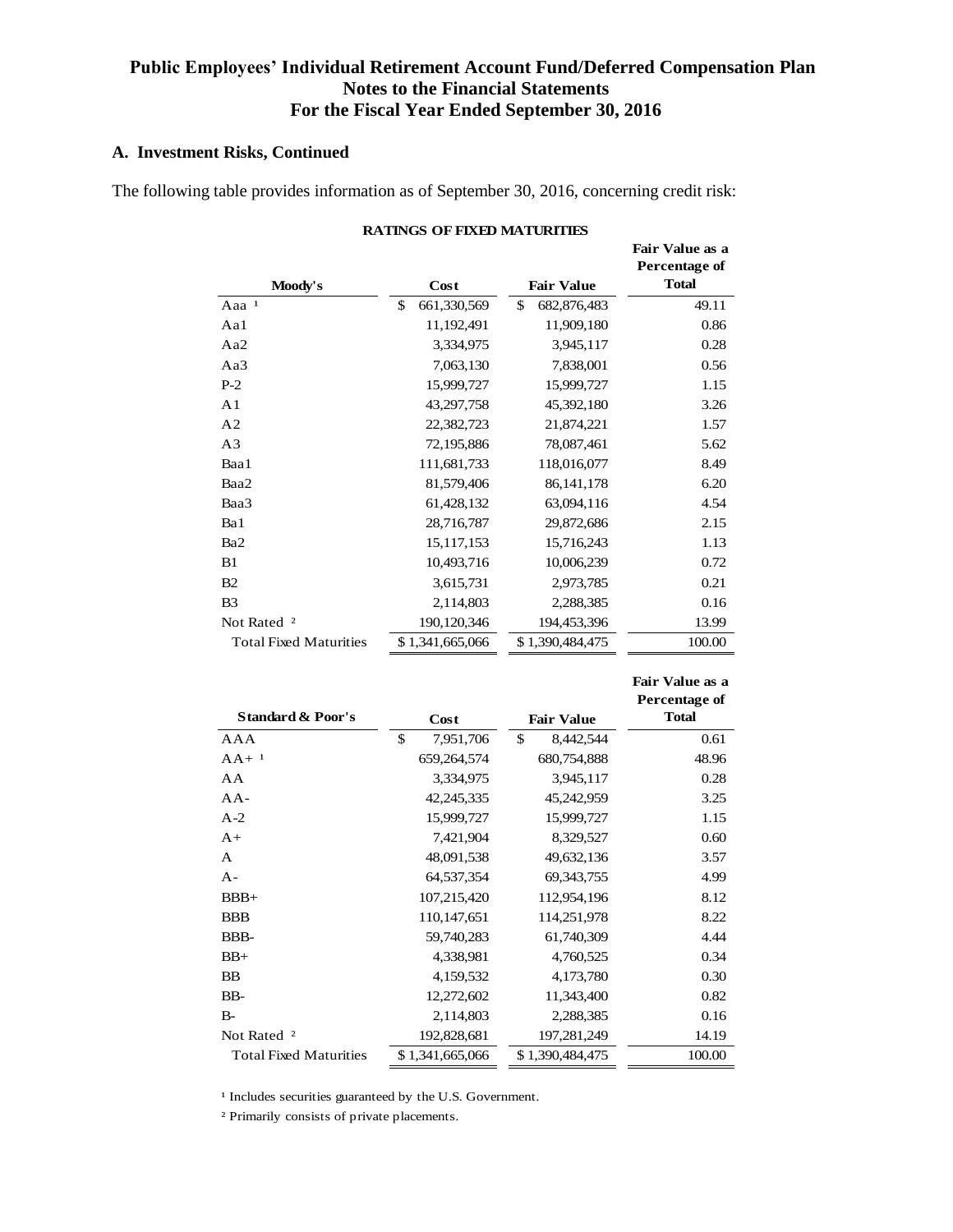# Public Employees' Individual Retirement Account Fund/Deferred Compensation Plan
# Notes to the Financial Statements
# For the Fiscal Year Ended September 30, 2016

## A. Investment Risks, Continued

The following table provides information as of September 30, 2016, concerning credit risk:

**RATINGS OF FIXED MATURITIES**

| Moody's | Cost | Fair Value | Fair Value as a Percentage of Total |
|---|---|---|---|
| Aaa [1] | $ 661,330,569 | $ 682,876,483 | 49.11 |
| Aa1 | 11,192,491 | 11,909,180 | 0.86 |
| Aa2 | 3,334,975 | 3,945,117 | 0.28 |
| Aa3 | 7,063,130 | 7,838,001 | 0.56 |
| P-2 | 15,999,727 | 15,999,727 | 1.15 |
| A1 | 43,297,758 | 45,392,180 | 3.26 |
| A2 | 22,382,723 | 21,874,221 | 1.57 |
| A3 | 72,195,886 | 78,087,461 | 5.62 |
| Baa1 | 111,681,733 | 118,016,077 | 8.49 |
| Baa2 | 81,579,406 | 86,141,178 | 6.20 |
| Baa3 | 61,428,132 | 63,094,116 | 4.54 |
| Ba1 | 28,716,787 | 29,872,686 | 2.15 |
| Ba2 | 15,117,153 | 15,716,243 | 1.13 |
| B1 | 10,493,716 | 10,006,239 | 0.72 |
| B2 | 3,615,731 | 2,973,785 | 0.21 |
| B3 | 2,114,803 | 2,288,385 | 0.16 |
| Not Rated [2] | 190,120,346 | 194,453,396 | 13.99 |
| Total Fixed Maturities | $ 1,341,665,066 | $ 1,390,484,475 | 100.00 |

| Standard & Poor's | Cost | Fair Value | Fair Value as a Percentage of Total |
|---|---|---|---|
| AAA | $ 7,951,706 | $ 8,442,544 | 0.61 |
| AA+ [1] | 659,264,574 | 680,754,888 | 48.96 |
| AA | 3,334,975 | 3,945,117 | 0.28 |
| AA- | 42,245,335 | 45,242,959 | 3.25 |
| A-2 | 15,999,727 | 15,999,727 | 1.15 |
| A+ | 7,421,904 | 8,329,527 | 0.60 |
| A | 48,091,538 | 49,632,136 | 3.57 |
| A- | 64,537,354 | 69,343,755 | 4.99 |
| BBB+ | 107,215,420 | 112,954,196 | 8.12 |
| BBB | 110,147,651 | 114,251,978 | 8.22 |
| BBB- | 59,740,283 | 61,740,309 | 4.44 |
| BB+ | 4,338,981 | 4,760,525 | 0.34 |
| BB | 4,159,532 | 4,173,780 | 0.30 |
| BB- | 12,272,602 | 11,343,400 | 0.82 |
| B- | 2,114,803 | 2,288,385 | 0.16 |
| Not Rated [2] | 192,828,681 | 197,281,249 | 14.19 |
| Total Fixed Maturities | $ 1,341,665,066 | $ 1,390,484,475 | 100.00 |

[1] Includes securities guaranteed by the U.S. Government.

[2] Primarily consists of private placements.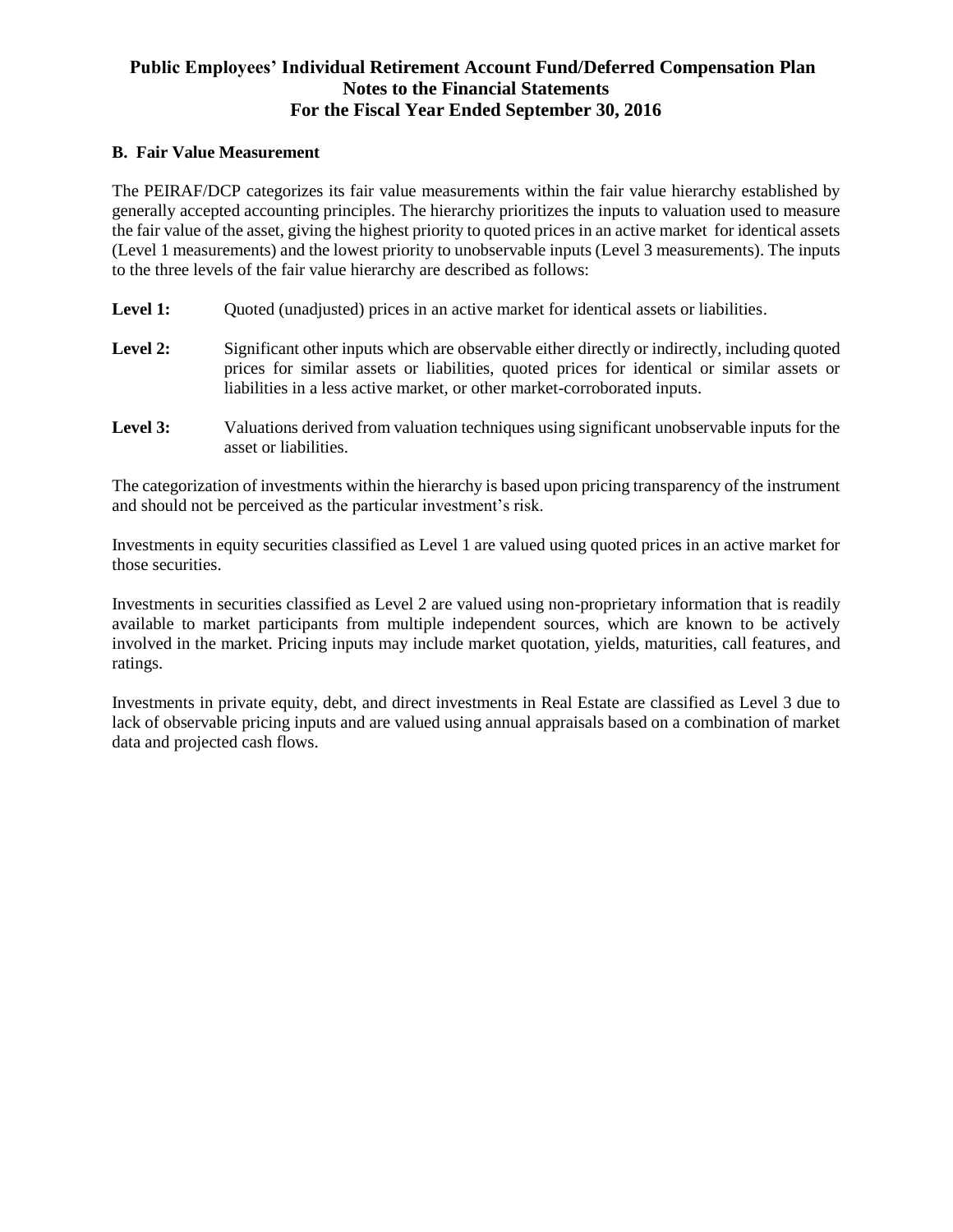### B. Fair Value Measurement

The PEIRAF/DCP categorizes its fair value measurements within the fair value hierarchy established by generally accepted accounting principles. The hierarchy prioritizes the inputs to valuation used to measure the fair value of the asset, giving the highest priority to quoted prices in an active market for identical assets (Level 1 measurements) and the lowest priority to unobservable inputs (Level 3 measurements). The inputs to the three levels of the fair value hierarchy are described as follows:

**Level 1:** Quoted (unadjusted) prices in an active market for identical assets or liabilities.

**Level 2:** Significant other inputs which are observable either directly or indirectly, including quoted prices for similar assets or liabilities, quoted prices for identical or similar assets or liabilities in a less active market, or other market-corroborated inputs.

**Level 3:** Valuations derived from valuation techniques using significant unobservable inputs for the asset or liabilities.

The categorization of investments within the hierarchy is based upon pricing transparency of the instrument and should not be perceived as the particular investment's risk.

Investments in equity securities classified as Level 1 are valued using quoted prices in an active market for those securities.

Investments in securities classified as Level 2 are valued using non-proprietary information that is readily available to market participants from multiple independent sources, which are known to be actively involved in the market. Pricing inputs may include market quotation, yields, maturities, call features, and ratings.

Investments in private equity, debt, and direct investments in Real Estate are classified as Level 3 due to lack of observable pricing inputs and are valued using annual appraisals based on a combination of market data and projected cash flows.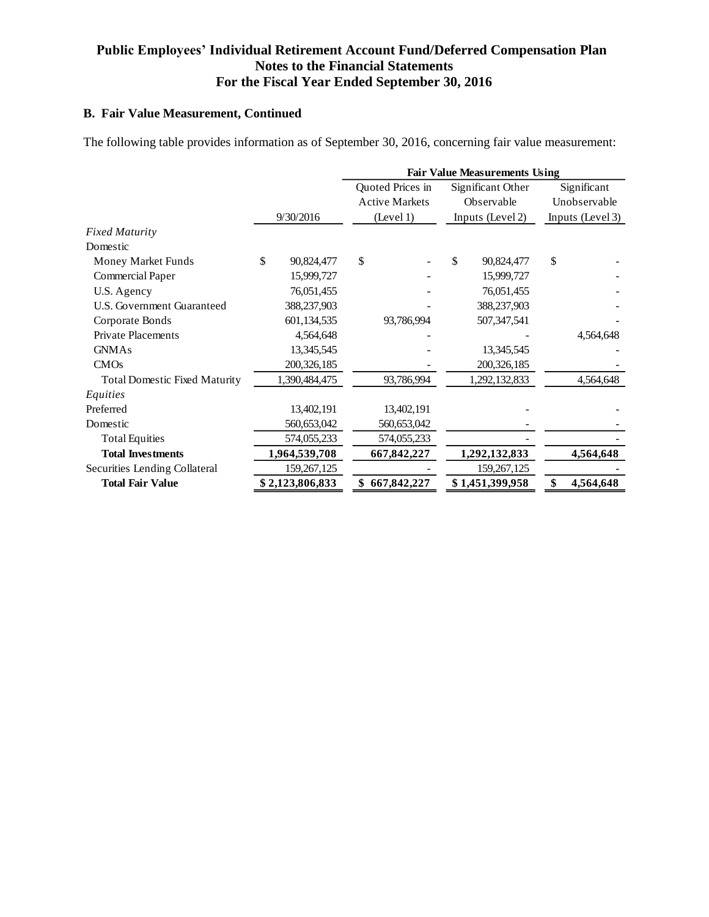# Public Employees' Individual Retirement Account Fund/Deferred Compensation Plan
## Notes to the Financial Statements
## For the Fiscal Year Ended September 30, 2016

### B. Fair Value Measurement, Continued

The following table provides information as of September 30, 2016, concerning fair value measurement:

| | | Fair Value Measurements Using | | |
|---|---|---|---|---|
| | 9/30/2016 | Quoted Prices in Active Markets (Level 1) | Significant Other Observable Inputs (Level 2) | Significant Unobservable Inputs (Level 3) |
| *Fixed Maturity* | | | | |
| Domestic | | | | |
| Money Market Funds | $ 90,824,477 | $ - | $ 90,824,477 | $ - |
| Commercial Paper | 15,999,727 | - | 15,999,727 | - |
| U.S. Agency | 76,051,455 | - | 76,051,455 | - |
| U.S. Government Guaranteed | 388,237,903 | - | 388,237,903 | - |
| Corporate Bonds | 601,134,535 | 93,786,994 | 507,347,541 | - |
| Private Placements | 4,564,648 | - | - | 4,564,648 |
| GNMAs | 13,345,545 | - | 13,345,545 | - |
| CMOs | 200,326,185 | - | 200,326,185 | - |
| Total Domestic Fixed Maturity | 1,390,484,475 | 93,786,994 | 1,292,132,833 | 4,564,648 |
| *Equities* | | | | |
| Preferred | 13,402,191 | 13,402,191 | - | - |
| Domestic | 560,653,042 | 560,653,042 | - | - |
| Total Equities | 574,055,233 | 574,055,233 | - | - |
| **Total Investments** | **1,964,539,708** | **667,842,227** | **1,292,132,833** | **4,564,648** |
| Securities Lending Collateral | 159,267,125 | - | 159,267,125 | - |
| **Total Fair Value** | **$ 2,123,806,833** | **$ 667,842,227** | **$ 1,451,399,958** | **$ 4,564,648** |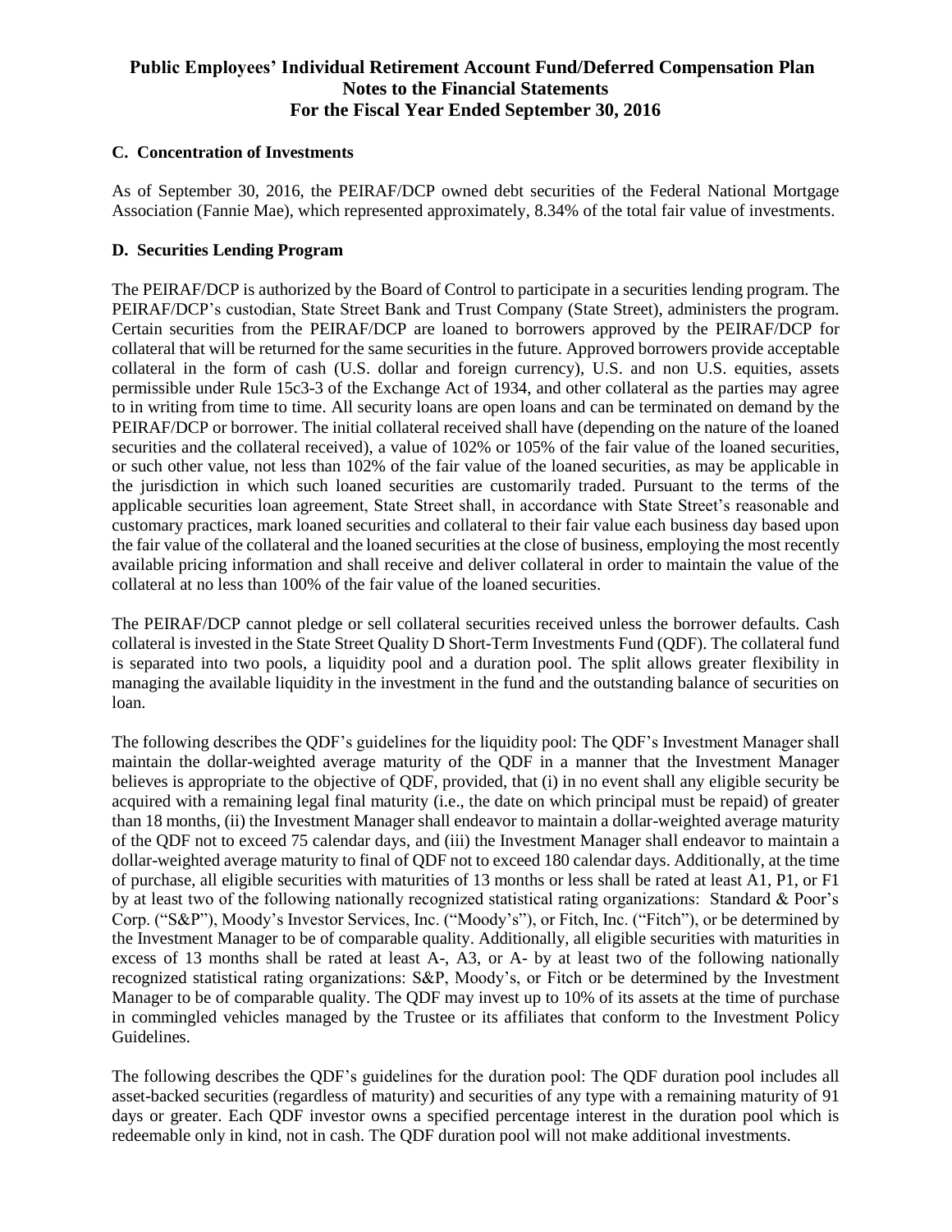# Public Employees' Individual Retirement Account Fund/Deferred Compensation Plan
## Notes to the Financial Statements
## For the Fiscal Year Ended September 30, 2016

**C. Concentration of Investments**

As of September 30, 2016, the PEIRAF/DCP owned debt securities of the Federal National Mortgage Association (Fannie Mae), which represented approximately, 8.34% of the total fair value of investments.

**D. Securities Lending Program**

The PEIRAF/DCP is authorized by the Board of Control to participate in a securities lending program. The PEIRAF/DCP's custodian, State Street Bank and Trust Company (State Street), administers the program. Certain securities from the PEIRAF/DCP are loaned to borrowers approved by the PEIRAF/DCP for collateral that will be returned for the same securities in the future. Approved borrowers provide acceptable collateral in the form of cash (U.S. dollar and foreign currency), U.S. and non U.S. equities, assets permissible under Rule 15c3-3 of the Exchange Act of 1934, and other collateral as the parties may agree to in writing from time to time. All security loans are open loans and can be terminated on demand by the PEIRAF/DCP or borrower. The initial collateral received shall have (depending on the nature of the loaned securities and the collateral received), a value of 102% or 105% of the fair value of the loaned securities, or such other value, not less than 102% of the fair value of the loaned securities, as may be applicable in the jurisdiction in which such loaned securities are customarily traded. Pursuant to the terms of the applicable securities loan agreement, State Street shall, in accordance with State Street's reasonable and customary practices, mark loaned securities and collateral to their fair value each business day based upon the fair value of the collateral and the loaned securities at the close of business, employing the most recently available pricing information and shall receive and deliver collateral in order to maintain the value of the collateral at no less than 100% of the fair value of the loaned securities.

The PEIRAF/DCP cannot pledge or sell collateral securities received unless the borrower defaults. Cash collateral is invested in the State Street Quality D Short-Term Investments Fund (QDF). The collateral fund is separated into two pools, a liquidity pool and a duration pool. The split allows greater flexibility in managing the available liquidity in the investment in the fund and the outstanding balance of securities on loan.

The following describes the QDF's guidelines for the liquidity pool: The QDF's Investment Manager shall maintain the dollar-weighted average maturity of the QDF in a manner that the Investment Manager believes is appropriate to the objective of QDF, provided, that (i) in no event shall any eligible security be acquired with a remaining legal final maturity (i.e., the date on which principal must be repaid) of greater than 18 months, (ii) the Investment Manager shall endeavor to maintain a dollar-weighted average maturity of the QDF not to exceed 75 calendar days, and (iii) the Investment Manager shall endeavor to maintain a dollar-weighted average maturity to final of QDF not to exceed 180 calendar days. Additionally, at the time of purchase, all eligible securities with maturities of 13 months or less shall be rated at least A1, P1, or F1 by at least two of the following nationally recognized statistical rating organizations: Standard & Poor's Corp. ("S&P"), Moody's Investor Services, Inc. ("Moody's"), or Fitch, Inc. ("Fitch"), or be determined by the Investment Manager to be of comparable quality. Additionally, all eligible securities with maturities in excess of 13 months shall be rated at least A-, A3, or A- by at least two of the following nationally recognized statistical rating organizations: S&P, Moody's, or Fitch or be determined by the Investment Manager to be of comparable quality. The QDF may invest up to 10% of its assets at the time of purchase in commingled vehicles managed by the Trustee or its affiliates that conform to the Investment Policy Guidelines.

The following describes the QDF's guidelines for the duration pool: The QDF duration pool includes all asset-backed securities (regardless of maturity) and securities of any type with a remaining maturity of 91 days or greater. Each QDF investor owns a specified percentage interest in the duration pool which is redeemable only in kind, not in cash. The QDF duration pool will not make additional investments.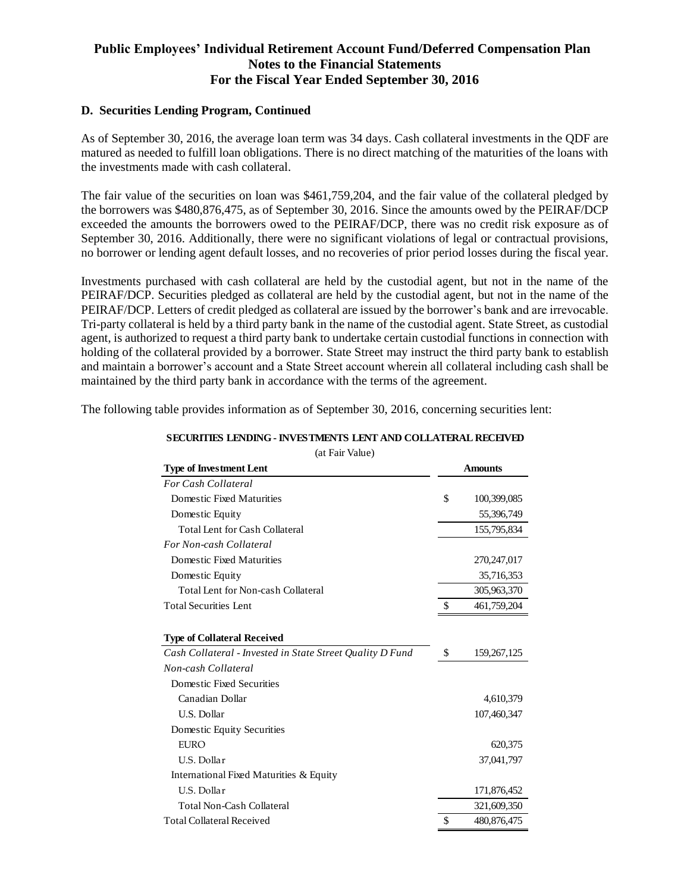### D. Securities Lending Program, Continued

As of September 30, 2016, the average loan term was 34 days. Cash collateral investments in the QDF are matured as needed to fulfill loan obligations. There is no direct matching of the maturities of the loans with the investments made with cash collateral.

The fair value of the securities on loan was $461,759,204, and the fair value of the collateral pledged by the borrowers was $480,876,475, as of September 30, 2016. Since the amounts owed by the PEIRAF/DCP exceeded the amounts the borrowers owed to the PEIRAF/DCP, there was no credit risk exposure as of September 30, 2016. Additionally, there were no significant violations of legal or contractual provisions, no borrower or lending agent default losses, and no recoveries of prior period losses during the fiscal year.

Investments purchased with cash collateral are held by the custodial agent, but not in the name of the PEIRAF/DCP. Securities pledged as collateral are held by the custodial agent, but not in the name of the PEIRAF/DCP. Letters of credit pledged as collateral are issued by the borrower's bank and are irrevocable. Tri-party collateral is held by a third party bank in the name of the custodial agent. State Street, as custodial agent, is authorized to request a third party bank to undertake certain custodial functions in connection with holding of the collateral provided by a borrower. State Street may instruct the third party bank to establish and maintain a borrower's account and a State Street account wherein all collateral including cash shall be maintained by the third party bank in accordance with the terms of the agreement.

The following table provides information as of September 30, 2016, concerning securities lent:

**SECURITIES LENDING - INVESTMENTS LENT AND COLLATERAL RECEIVED**
(at Fair Value)

| Type of Investment Lent | Amounts |
|---|---|
| *For Cash Collateral* | |
| Domestic Fixed Maturities | $ 100,399,085 |
| Domestic Equity | 55,396,749 |
| Total Lent for Cash Collateral | 155,795,834 |
| *For Non-cash Collateral* | |
| Domestic Fixed Maturities | 270,247,017 |
| Domestic Equity | 35,716,353 |
| Total Lent for Non-cash Collateral | 305,963,370 |
| Total Securities Lent | $ 461,759,204 |
| | |
| **Type of Collateral Received** | |
| *Cash Collateral - Invested in State Street Quality D Fund* | $ 159,267,125 |
| *Non-cash Collateral* | |
| Domestic Fixed Securities | |
| Canadian Dollar | 4,610,379 |
| U.S. Dollar | 107,460,347 |
| Domestic Equity Securities | |
| EURO | 620,375 |
| U.S. Dollar | 37,041,797 |
| International Fixed Maturities & Equity | |
| U.S. Dollar | 171,876,452 |
| Total Non-Cash Collateral | 321,609,350 |
| Total Collateral Received | $ 480,876,475 |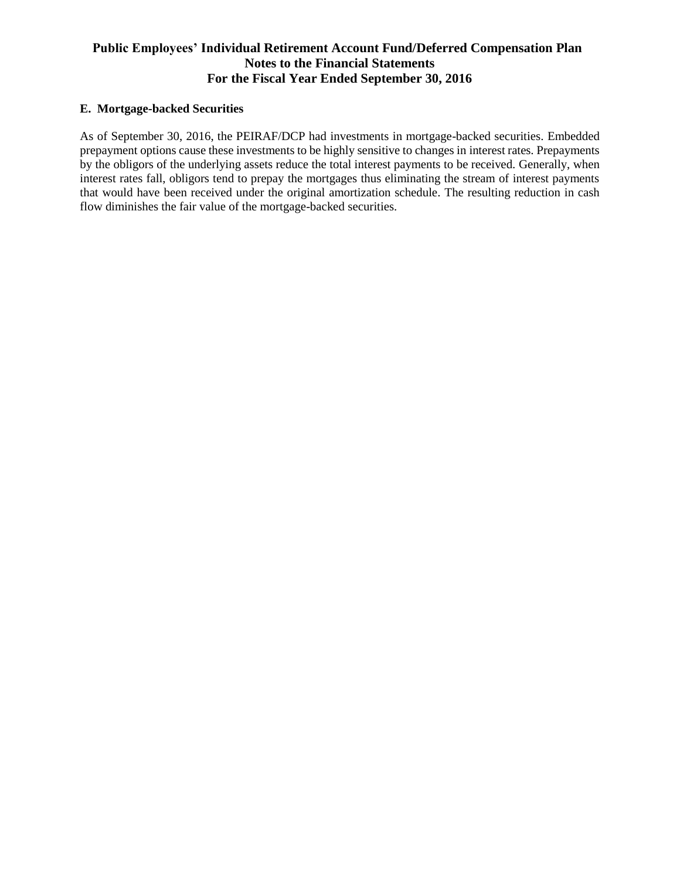## E. Mortgage-backed Securities

As of September 30, 2016, the PEIRAF/DCP had investments in mortgage-backed securities. Embedded prepayment options cause these investments to be highly sensitive to changes in interest rates. Prepayments by the obligors of the underlying assets reduce the total interest payments to be received. Generally, when interest rates fall, obligors tend to prepay the mortgages thus eliminating the stream of interest payments that would have been received under the original amortization schedule. The resulting reduction in cash flow diminishes the fair value of the mortgage-backed securities.